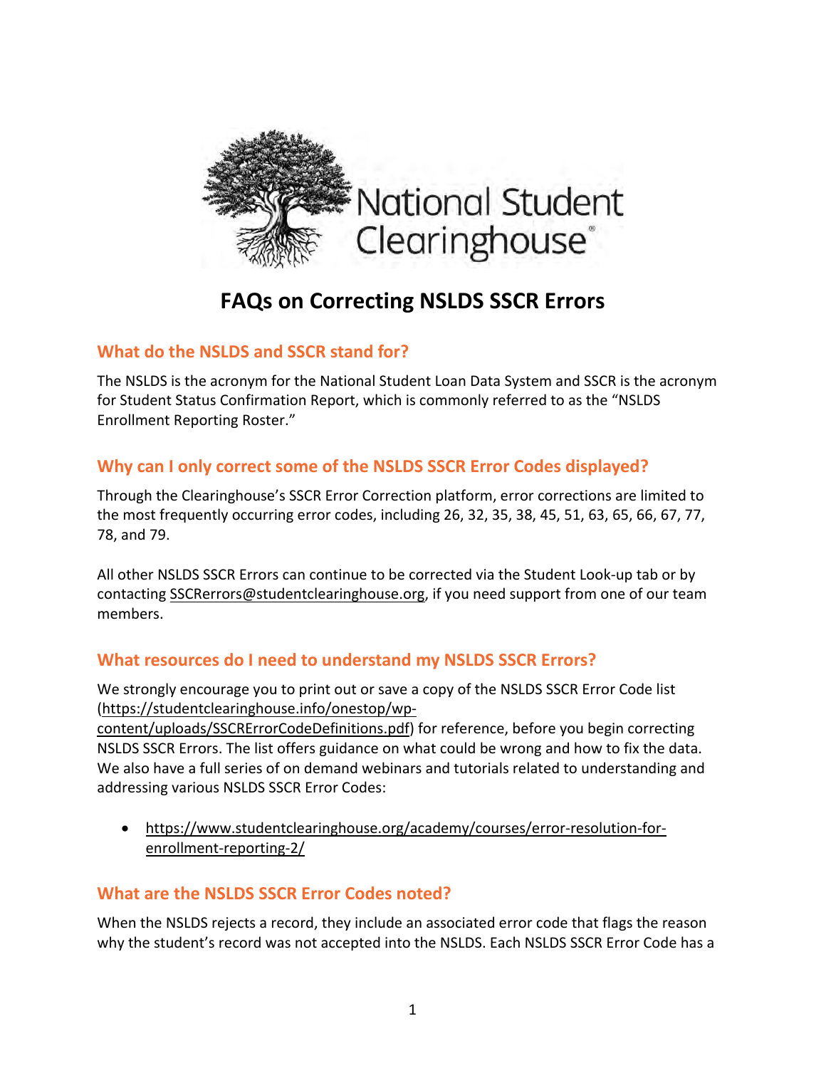National Student Clearinghouse®

# FAQs on Correcting NSLDS SSCR Errors

## What do the NSLDS and SSCR stand for?

The NSLDS is the acronym for the National Student Loan Data System and SSCR is the acronym for Student Status Confirmation Report, which is commonly referred to as the "NSLDS Enrollment Reporting Roster."

## Why can I only correct some of the NSLDS SSCR Error Codes displayed?

Through the Clearinghouse's SSCR Error Correction platform, error corrections are limited to the most frequently occurring error codes, including 26, 32, 35, 38, 45, 51, 63, 65, 66, 67, 77, 78, and 79.

All other NSLDS SSCR Errors can continue to be corrected via the Student Look-up tab or by contacting SSCRerrors@studentclearinghouse.org, if you need support from one of our team members.

## What resources do I need to understand my NSLDS SSCR Errors?

We strongly encourage you to print out or save a copy of the NSLDS SSCR Error Code list (https://studentclearinghouse.info/onestop/wp-content/uploads/SSCRErrorCodeDefinitions.pdf) for reference, before you begin correcting NSLDS SSCR Errors. The list offers guidance on what could be wrong and how to fix the data. We also have a full series of on demand webinars and tutorials related to understanding and addressing various NSLDS SSCR Error Codes:

- https://www.studentclearinghouse.org/academy/courses/error-resolution-for-enrollment-reporting-2/

## What are the NSLDS SSCR Error Codes noted?

When the NSLDS rejects a record, they include an associated error code that flags the reason why the student's record was not accepted into the NSLDS. Each NSLDS SSCR Error Code has a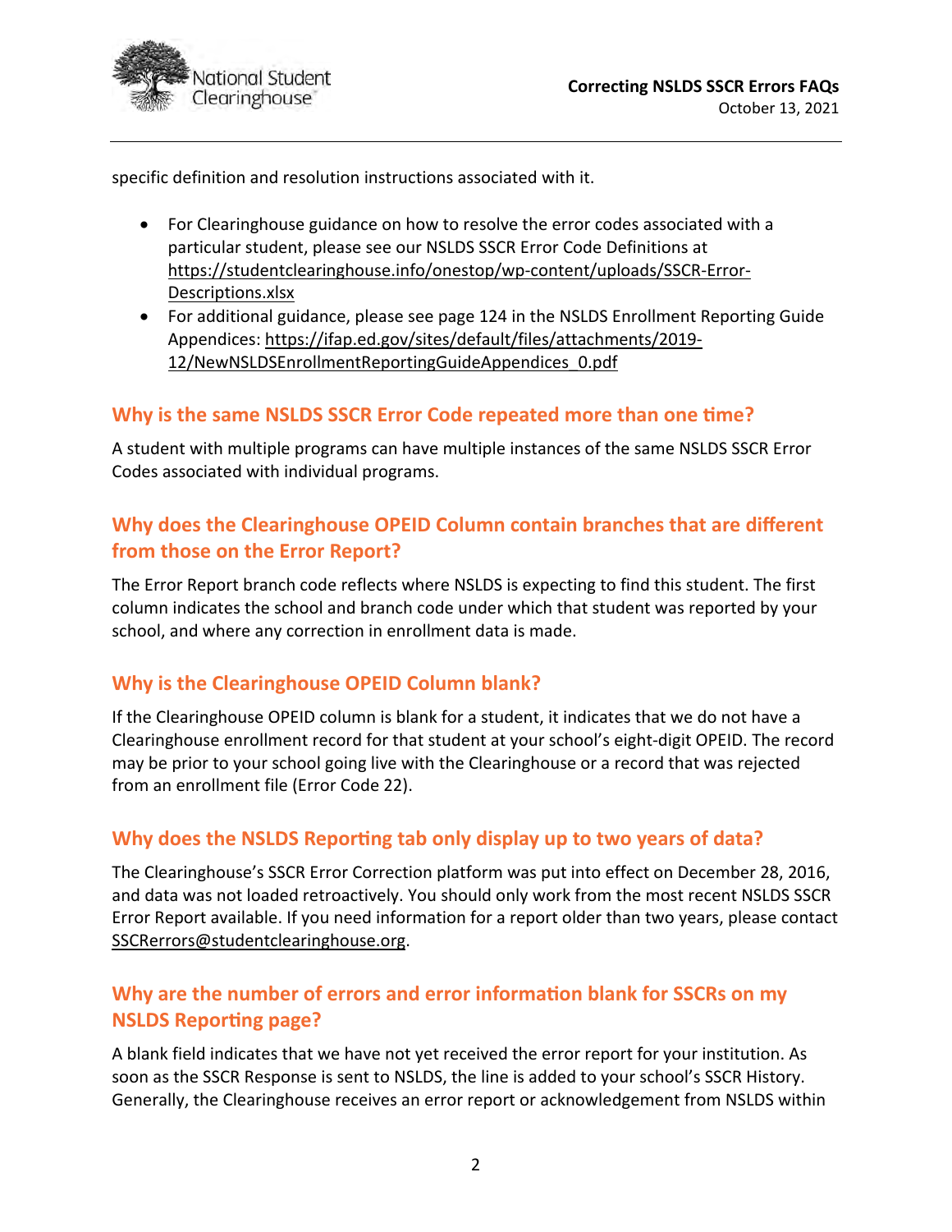specific definition and resolution instructions associated with it.

- For Clearinghouse guidance on how to resolve the error codes associated with a particular student, please see our NSLDS SSCR Error Code Definitions at https://studentclearinghouse.info/onestop/wp-content/uploads/SSCR-Error-Descriptions.xlsx
- For additional guidance, please see page 124 in the NSLDS Enrollment Reporting Guide Appendices: https://ifap.ed.gov/sites/default/files/attachments/2019-12/NewNSLDSEnrollmentReportingGuideAppendices_0.pdf

## Why is the same NSLDS SSCR Error Code repeated more than one time?

A student with multiple programs can have multiple instances of the same NSLDS SSCR Error Codes associated with individual programs.

## Why does the Clearinghouse OPEID Column contain branches that are different from those on the Error Report?

The Error Report branch code reflects where NSLDS is expecting to find this student. The first column indicates the school and branch code under which that student was reported by your school, and where any correction in enrollment data is made.

## Why is the Clearinghouse OPEID Column blank?

If the Clearinghouse OPEID column is blank for a student, it indicates that we do not have a Clearinghouse enrollment record for that student at your school's eight-digit OPEID. The record may be prior to your school going live with the Clearinghouse or a record that was rejected from an enrollment file (Error Code 22).

## Why does the NSLDS Reporting tab only display up to two years of data?

The Clearinghouse's SSCR Error Correction platform was put into effect on December 28, 2016, and data was not loaded retroactively. You should only work from the most recent NSLDS SSCR Error Report available. If you need information for a report older than two years, please contact SSCRerrors@studentclearinghouse.org.

## Why are the number of errors and error information blank for SSCRs on my NSLDS Reporting page?

A blank field indicates that we have not yet received the error report for your institution. As soon as the SSCR Response is sent to NSLDS, the line is added to your school's SSCR History. Generally, the Clearinghouse receives an error report or acknowledgement from NSLDS within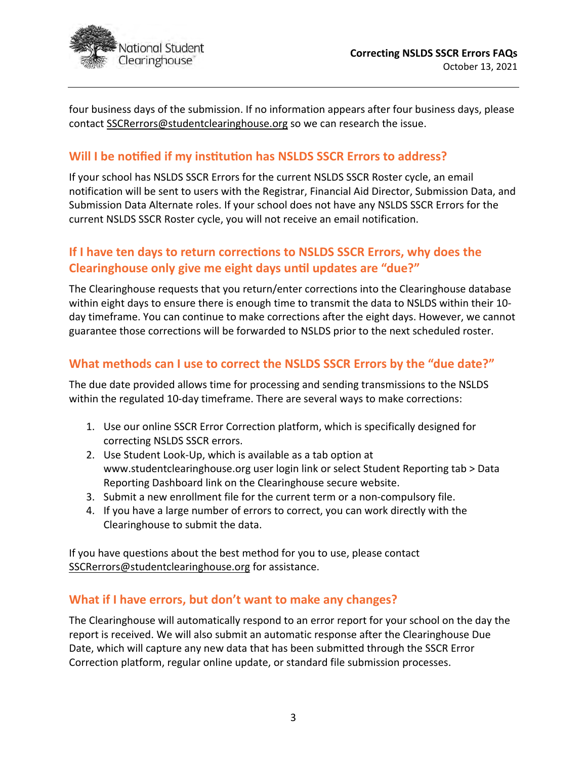four business days of the submission. If no information appears after four business days, please contact SSCRerrors@studentclearinghouse.org so we can research the issue.

## Will I be notified if my institution has NSLDS SSCR Errors to address?

If your school has NSLDS SSCR Errors for the current NSLDS SSCR Roster cycle, an email notification will be sent to users with the Registrar, Financial Aid Director, Submission Data, and Submission Data Alternate roles. If your school does not have any NSLDS SSCR Errors for the current NSLDS SSCR Roster cycle, you will not receive an email notification.

## If I have ten days to return corrections to NSLDS SSCR Errors, why does the Clearinghouse only give me eight days until updates are "due?"

The Clearinghouse requests that you return/enter corrections into the Clearinghouse database within eight days to ensure there is enough time to transmit the data to NSLDS within their 10-day timeframe. You can continue to make corrections after the eight days. However, we cannot guarantee those corrections will be forwarded to NSLDS prior to the next scheduled roster.

## What methods can I use to correct the NSLDS SSCR Errors by the "due date?"

The due date provided allows time for processing and sending transmissions to the NSLDS within the regulated 10-day timeframe. There are several ways to make corrections:

1. Use our online SSCR Error Correction platform, which is specifically designed for correcting NSLDS SSCR errors.
2. Use Student Look-Up, which is available as a tab option at www.studentclearinghouse.org user login link or select Student Reporting tab > Data Reporting Dashboard link on the Clearinghouse secure website.
3. Submit a new enrollment file for the current term or a non-compulsory file.
4. If you have a large number of errors to correct, you can work directly with the Clearinghouse to submit the data.

If you have questions about the best method for you to use, please contact SSCRerrors@studentclearinghouse.org for assistance.

## What if I have errors, but don't want to make any changes?

The Clearinghouse will automatically respond to an error report for your school on the day the report is received. We will also submit an automatic response after the Clearinghouse Due Date, which will capture any new data that has been submitted through the SSCR Error Correction platform, regular online update, or standard file submission processes.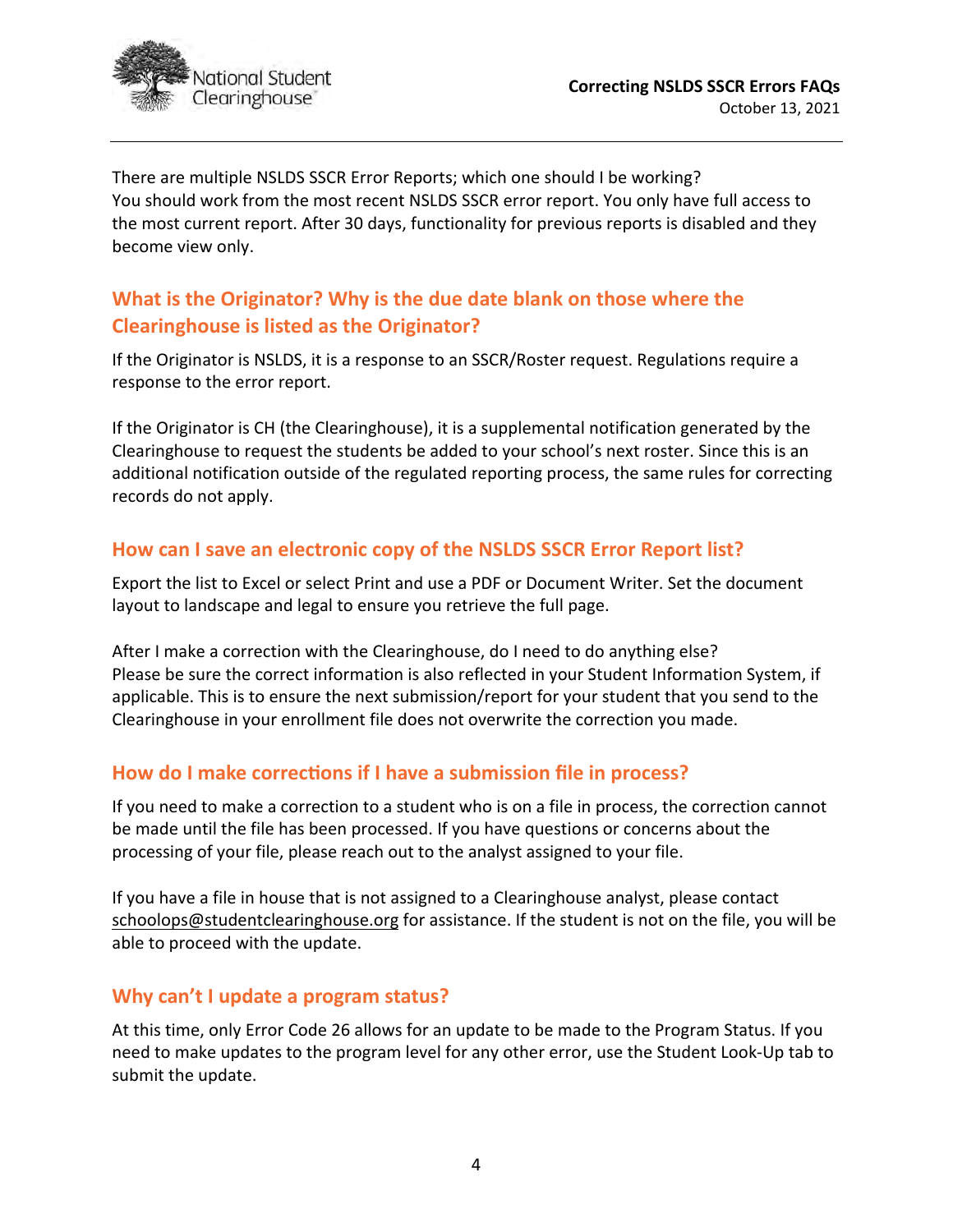There are multiple NSLDS SSCR Error Reports; which one should I be working?
You should work from the most recent NSLDS SSCR error report. You only have full access to the most current report. After 30 days, functionality for previous reports is disabled and they become view only.

## What is the Originator? Why is the due date blank on those where the Clearinghouse is listed as the Originator?

If the Originator is NSLDS, it is a response to an SSCR/Roster request. Regulations require a response to the error report.

If the Originator is CH (the Clearinghouse), it is a supplemental notification generated by the Clearinghouse to request the students be added to your school's next roster. Since this is an additional notification outside of the regulated reporting process, the same rules for correcting records do not apply.

## How can I save an electronic copy of the NSLDS SSCR Error Report list?

Export the list to Excel or select Print and use a PDF or Document Writer. Set the document layout to landscape and legal to ensure you retrieve the full page.

After I make a correction with the Clearinghouse, do I need to do anything else?
Please be sure the correct information is also reflected in your Student Information System, if applicable. This is to ensure the next submission/report for your student that you send to the Clearinghouse in your enrollment file does not overwrite the correction you made.

## How do I make corrections if I have a submission file in process?

If you need to make a correction to a student who is on a file in process, the correction cannot be made until the file has been processed. If you have questions or concerns about the processing of your file, please reach out to the analyst assigned to your file.

If you have a file in house that is not assigned to a Clearinghouse analyst, please contact schoolops@studentclearinghouse.org for assistance. If the student is not on the file, you will be able to proceed with the update.

## Why can't I update a program status?

At this time, only Error Code 26 allows for an update to be made to the Program Status. If you need to make updates to the program level for any other error, use the Student Look-Up tab to submit the update.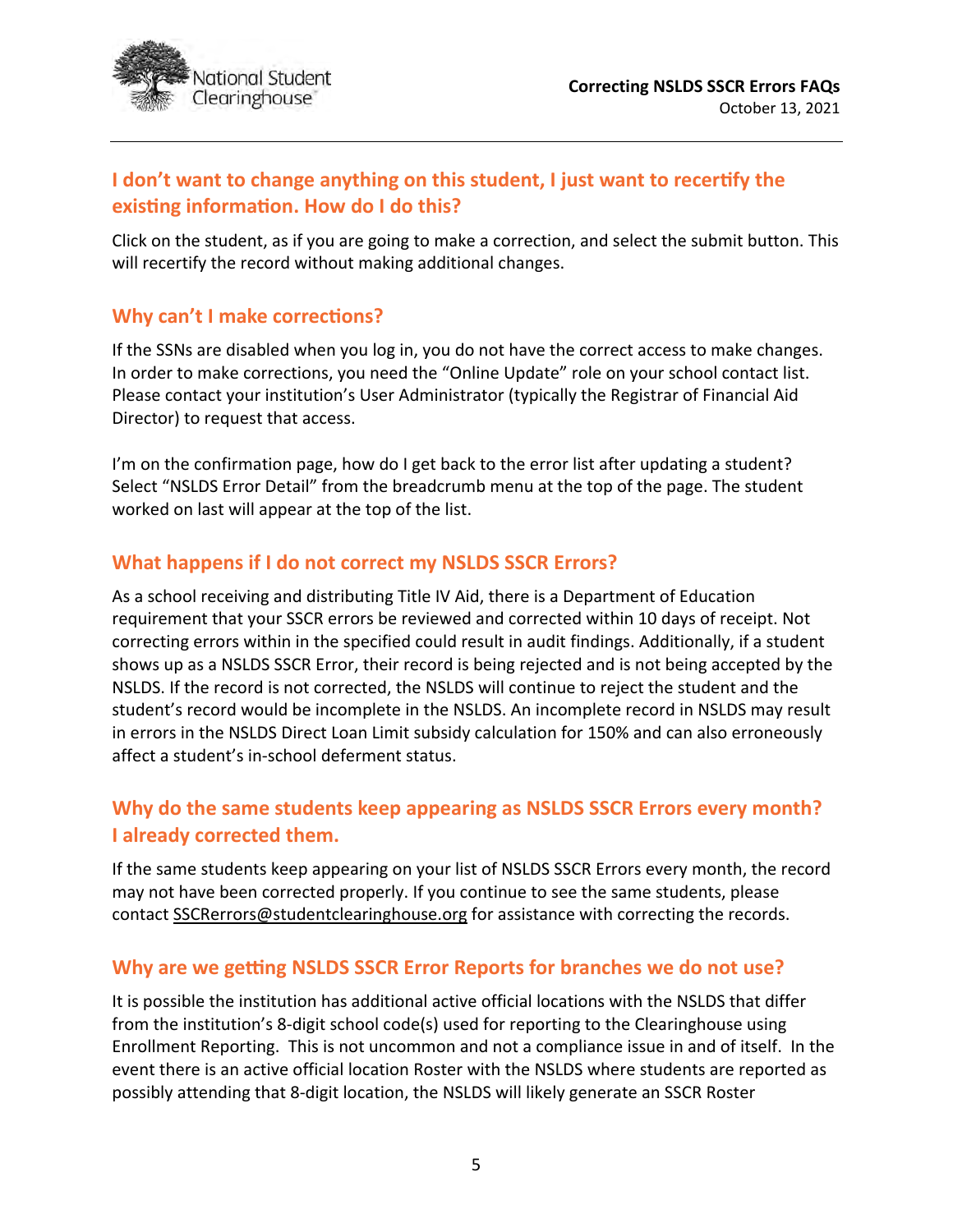## I don't want to change anything on this student, I just want to recertify the existing information. How do I do this?

Click on the student, as if you are going to make a correction, and select the submit button. This will recertify the record without making additional changes.

## Why can't I make corrections?

If the SSNs are disabled when you log in, you do not have the correct access to make changes. In order to make corrections, you need the "Online Update" role on your school contact list. Please contact your institution's User Administrator (typically the Registrar of Financial Aid Director) to request that access.

I'm on the confirmation page, how do I get back to the error list after updating a student? Select "NSLDS Error Detail" from the breadcrumb menu at the top of the page. The student worked on last will appear at the top of the list.

## What happens if I do not correct my NSLDS SSCR Errors?

As a school receiving and distributing Title IV Aid, there is a Department of Education requirement that your SSCR errors be reviewed and corrected within 10 days of receipt. Not correcting errors within in the specified could result in audit findings. Additionally, if a student shows up as a NSLDS SSCR Error, their record is being rejected and is not being accepted by the NSLDS. If the record is not corrected, the NSLDS will continue to reject the student and the student's record would be incomplete in the NSLDS. An incomplete record in NSLDS may result in errors in the NSLDS Direct Loan Limit subsidy calculation for 150% and can also erroneously affect a student's in-school deferment status.

## Why do the same students keep appearing as NSLDS SSCR Errors every month? I already corrected them.

If the same students keep appearing on your list of NSLDS SSCR Errors every month, the record may not have been corrected properly. If you continue to see the same students, please contact SSCRerrors@studentclearinghouse.org for assistance with correcting the records.

## Why are we getting NSLDS SSCR Error Reports for branches we do not use?

It is possible the institution has additional active official locations with the NSLDS that differ from the institution's 8-digit school code(s) used for reporting to the Clearinghouse using Enrollment Reporting. This is not uncommon and not a compliance issue in and of itself. In the event there is an active official location Roster with the NSLDS where students are reported as possibly attending that 8-digit location, the NSLDS will likely generate an SSCR Roster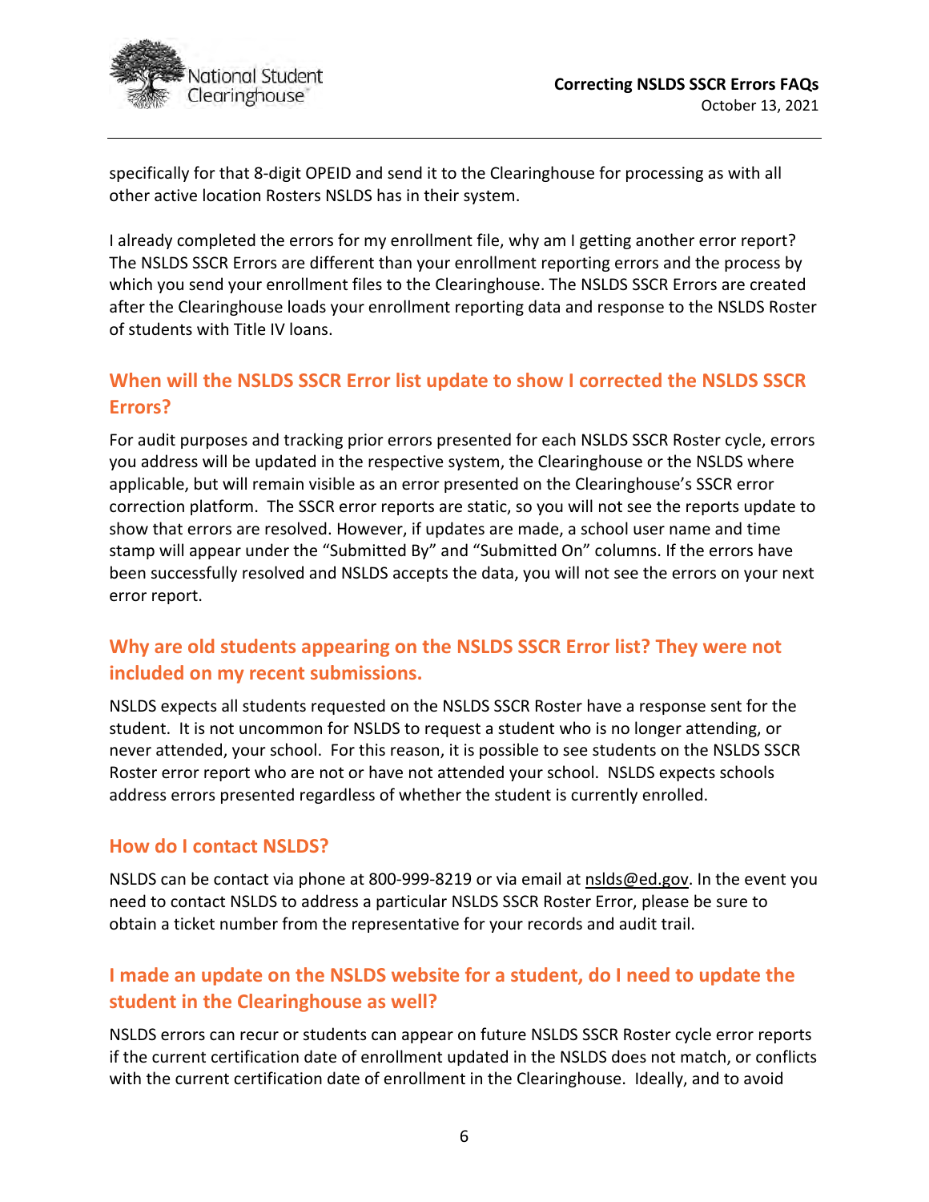specifically for that 8-digit OPEID and send it to the Clearinghouse for processing as with all other active location Rosters NSLDS has in their system.

I already completed the errors for my enrollment file, why am I getting another error report? The NSLDS SSCR Errors are different than your enrollment reporting errors and the process by which you send your enrollment files to the Clearinghouse. The NSLDS SSCR Errors are created after the Clearinghouse loads your enrollment reporting data and response to the NSLDS Roster of students with Title IV loans.

## When will the NSLDS SSCR Error list update to show I corrected the NSLDS SSCR Errors?

For audit purposes and tracking prior errors presented for each NSLDS SSCR Roster cycle, errors you address will be updated in the respective system, the Clearinghouse or the NSLDS where applicable, but will remain visible as an error presented on the Clearinghouse's SSCR error correction platform. The SSCR error reports are static, so you will not see the reports update to show that errors are resolved. However, if updates are made, a school user name and time stamp will appear under the "Submitted By" and "Submitted On" columns. If the errors have been successfully resolved and NSLDS accepts the data, you will not see the errors on your next error report.

## Why are old students appearing on the NSLDS SSCR Error list? They were not included on my recent submissions.

NSLDS expects all students requested on the NSLDS SSCR Roster have a response sent for the student. It is not uncommon for NSLDS to request a student who is no longer attending, or never attended, your school. For this reason, it is possible to see students on the NSLDS SSCR Roster error report who are not or have not attended your school. NSLDS expects schools address errors presented regardless of whether the student is currently enrolled.

## How do I contact NSLDS?

NSLDS can be contact via phone at 800-999-8219 or via email at nslds@ed.gov. In the event you need to contact NSLDS to address a particular NSLDS SSCR Roster Error, please be sure to obtain a ticket number from the representative for your records and audit trail.

## I made an update on the NSLDS website for a student, do I need to update the student in the Clearinghouse as well?

NSLDS errors can recur or students can appear on future NSLDS SSCR Roster cycle error reports if the current certification date of enrollment updated in the NSLDS does not match, or conflicts with the current certification date of enrollment in the Clearinghouse. Ideally, and to avoid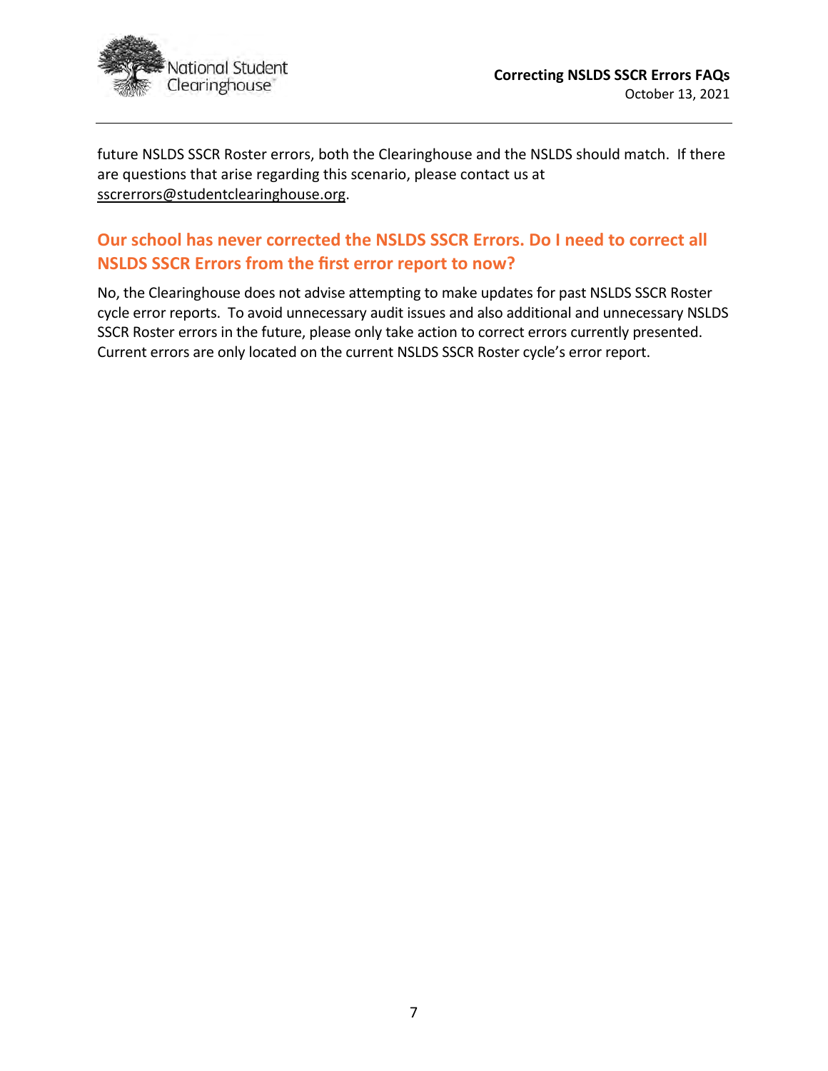future NSLDS SSCR Roster errors, both the Clearinghouse and the NSLDS should match. If there are questions that arise regarding this scenario, please contact us at sscrerrors@studentclearinghouse.org.

## Our school has never corrected the NSLDS SSCR Errors. Do I need to correct all NSLDS SSCR Errors from the first error report to now?

No, the Clearinghouse does not advise attempting to make updates for past NSLDS SSCR Roster cycle error reports. To avoid unnecessary audit issues and also additional and unnecessary NSLDS SSCR Roster errors in the future, please only take action to correct errors currently presented. Current errors are only located on the current NSLDS SSCR Roster cycle's error report.